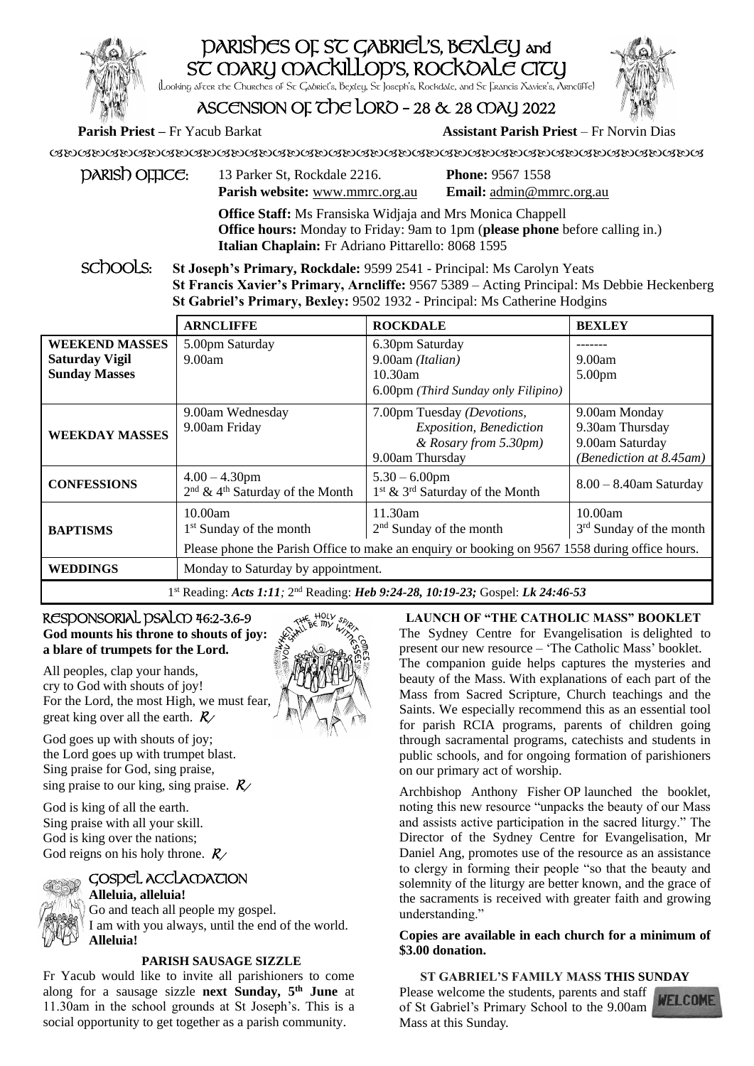# PARISHES OF ST GABRIEL'S, BEXLEY and ST MARY MACKILLOP'S, ROCKDALE CITY

(Looking after the Churches of St Gabriel's, Bexley, St Joseph's, Rockdale, and St Francis Xavier's, Arncliffe)

## ASCENSION OF THE LORD – 28 & 28 MAY 2022

**Parish Priest** – Fr Yacub Barkat **Assistant Parish Priest** – Fr Norvin Dias

**PARISH OFFICE:** 13 Parker St, Rockdale 2216. **Phone:** 9567 1558
**Parish website:** www.mmrc.org.au **Email:** admin@mmrc.org.au

**Office Staff:** Ms Fransiska Widjaja and Mrs Monica Chappell
**Office hours:** Monday to Friday: 9am to 1pm (**please phone** before calling in.)
**Italian Chaplain:** Fr Adriano Pittarello: 8068 1595

**SCHOOLS:**
**St Joseph's Primary, Rockdale:** 9599 2541 - Principal: Ms Carolyn Yeats
**St Francis Xavier's Primary, Arncliffe:** 9567 5389 – Acting Principal: Ms Debbie Heckenberg
**St Gabriel's Primary, Bexley:** 9502 1932 - Principal: Ms Catherine Hodgins

| | ARNCLIFFE | ROCKDALE | BEXLEY |
|---|---|---|---|
| **WEEKEND MASSES Saturday Vigil Sunday Masses** | 5.00pm Saturday<br>9.00am | 6.30pm Saturday<br>9.00am *(Italian)*<br>10.30am<br>6.00pm *(Third Sunday only Filipino)* | -------<br>9.00am<br>5.00pm |
| **WEEKDAY MASSES** | 9.00am Wednesday<br>9.00am Friday | 7.00pm Tuesday *(Devotions, Exposition, Benediction & Rosary from 5.30pm)*<br>9.00am Thursday | 9.00am Monday<br>9.30am Thursday<br>9.00am Saturday<br>*(Benediction at 8.45am)* |
| **CONFESSIONS** | 4.00 – 4.30pm<br>2nd & 4th Saturday of the Month | 5.30 – 6.00pm<br>1st & 3rd Saturday of the Month | 8.00 – 8.40am Saturday |
| **BAPTISMS** | 10.00am<br>1st Sunday of the month | 11.30am<br>2nd Sunday of the month | 10.00am<br>3rd Sunday of the month |
| | Please phone the Parish Office to make an enquiry or booking on 9567 1558 during office hours. | | |
| **WEDDINGS** | Monday to Saturday by appointment. | | |

1st Reading: ***Acts 1:11***; 2nd Reading: ***Heb 9:24-28, 10:19-23;*** Gospel: ***Lk 24:46-53***

### RESPONSORIAL PSALM 46:2-3.6-9

**God mounts his throne to shouts of joy: a blare of trumpets for the Lord.**

All peoples, clap your hands,
cry to God with shouts of joy!
For the Lord, the most High, we must fear,
great king over all the earth. *R*

God goes up with shouts of joy;
the Lord goes up with trumpet blast.
Sing praise for God, sing praise,
sing praise to our king, sing praise. *R*

God is king of all the earth.
Sing praise with all your skill.
God is king over the nations;
God reigns on his holy throne. *R*

### GOSPEL ACCLAMATION

**Alleluia, alleluia!**
Go and teach all people my gospel.
I am with you always, until the end of the world.
**Alleluia!**

### PARISH SAUSAGE SIZZLE

Fr Yacub would like to invite all parishioners to come along for a sausage sizzle **next Sunday, 5th June** at 11.30am in the school grounds at St Joseph's. This is a social opportunity to get together as a parish community.

### LAUNCH OF "THE CATHOLIC MASS" BOOKLET

The Sydney Centre for Evangelisation is delighted to present our new resource – 'The Catholic Mass' booklet. The companion guide helps captures the mysteries and beauty of the Mass. With explanations of each part of the Mass from Sacred Scripture, Church teachings and the Saints. We especially recommend this as an essential tool for parish RCIA programs, parents of children going through sacramental programs, catechists and students in public schools, and for ongoing formation of parishioners on our primary act of worship.

Archbishop Anthony Fisher OP launched the booklet, noting this new resource "unpacks the beauty of our Mass and assists active participation in the sacred liturgy." The Director of the Sydney Centre for Evangelisation, Mr Daniel Ang, promotes use of the resource as an assistance to clergy in forming their people "so that the beauty and solemnity of the liturgy are better known, and the grace of the sacraments is received with greater faith and growing understanding."

**Copies are available in each church for a minimum of $3.00 donation.**

### ST GABRIEL'S FAMILY MASS THIS SUNDAY

Please welcome the students, parents and staff of St Gabriel's Primary School to the 9.00am Mass at this Sunday.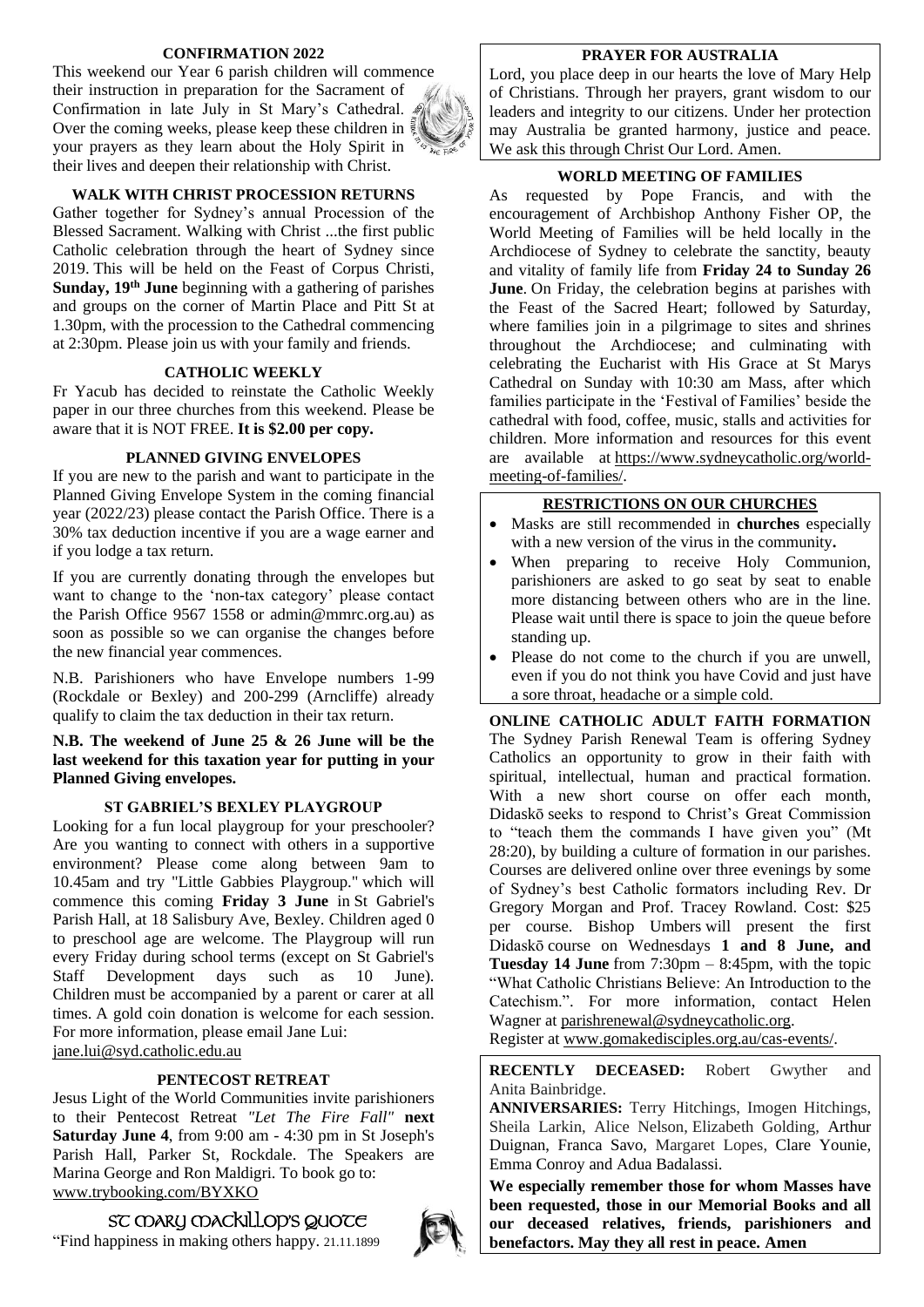## CONFIRMATION 2022

This weekend our Year 6 parish children will commence their instruction in preparation for the Sacrament of Confirmation in late July in St Mary's Cathedral. Over the coming weeks, please keep these children in your prayers as they learn about the Holy Spirit in their lives and deepen their relationship with Christ.

## WALK WITH CHRIST PROCESSION RETURNS

Gather together for Sydney's annual Procession of the Blessed Sacrament. Walking with Christ ...the first public Catholic celebration through the heart of Sydney since 2019. This will be held on the Feast of Corpus Christi, **Sunday, 19th June** beginning with a gathering of parishes and groups on the corner of Martin Place and Pitt St at 1.30pm, with the procession to the Cathedral commencing at 2:30pm. Please join us with your family and friends.

## CATHOLIC WEEKLY

Fr Yacub has decided to reinstate the Catholic Weekly paper in our three churches from this weekend. Please be aware that it is NOT FREE. **It is $2.00 per copy.**

## PLANNED GIVING ENVELOPES

If you are new to the parish and want to participate in the Planned Giving Envelope System in the coming financial year (2022/23) please contact the Parish Office. There is a 30% tax deduction incentive if you are a wage earner and if you lodge a tax return.

If you are currently donating through the envelopes but want to change to the 'non-tax category' please contact the Parish Office 9567 1558 or admin@mmrc.org.au) as soon as possible so we can organise the changes before the new financial year commences.

N.B. Parishioners who have Envelope numbers 1-99 (Rockdale or Bexley) and 200-299 (Arncliffe) already qualify to claim the tax deduction in their tax return.

**N.B. The weekend of June 25 & 26 June will be the last weekend for this taxation year for putting in your Planned Giving envelopes.**

## ST GABRIEL'S BEXLEY PLAYGROUP

Looking for a fun local playgroup for your preschooler? Are you wanting to connect with others in a supportive environment? Please come along between 9am to 10.45am and try "Little Gabbies Playgroup." which will commence this coming **Friday 3 June** in St Gabriel's Parish Hall, at 18 Salisbury Ave, Bexley. Children aged 0 to preschool age are welcome. The Playgroup will run every Friday during school terms (except on St Gabriel's Staff Development days such as 10 June). Children must be accompanied by a parent or carer at all times. A gold coin donation is welcome for each session. For more information, please email Jane Lui: jane.lui@syd.catholic.edu.au

## PENTECOST RETREAT

Jesus Light of the World Communities invite parishioners to their Pentecost Retreat *"Let The Fire Fall"* **next Saturday June 4**, from 9:00 am - 4:30 pm in St Joseph's Parish Hall, Parker St, Rockdale. The Speakers are Marina George and Ron Maldigri. To book go to: www.trybooking.com/BYXKO

## ST MARY MACKILLOP'S QUOTE

"Find happiness in making others happy. 21.11.1899

## PRAYER FOR AUSTRALIA

Lord, you place deep in our hearts the love of Mary Help of Christians. Through her prayers, grant wisdom to our leaders and integrity to our citizens. Under her protection may Australia be granted harmony, justice and peace. We ask this through Christ Our Lord. Amen.

## WORLD MEETING OF FAMILIES

As requested by Pope Francis, and with the encouragement of Archbishop Anthony Fisher OP, the World Meeting of Families will be held locally in the Archdiocese of Sydney to celebrate the sanctity, beauty and vitality of family life from **Friday 24 to Sunday 26 June**. On Friday, the celebration begins at parishes with the Feast of the Sacred Heart; followed by Saturday, where families join in a pilgrimage to sites and shrines throughout the Archdiocese; and culminating with celebrating the Eucharist with His Grace at St Marys Cathedral on Sunday with 10:30 am Mass, after which families participate in the 'Festival of Families' beside the cathedral with food, coffee, music, stalls and activities for children. More information and resources for this event are available at https://www.sydneycatholic.org/world-meeting-of-families/.

## RESTRICTIONS ON OUR CHURCHES

- Masks are still recommended in **churches** especially with a new version of the virus in the community**.**
- When preparing to receive Holy Communion, parishioners are asked to go seat by seat to enable more distancing between others who are in the line. Please wait until there is space to join the queue before standing up.
- Please do not come to the church if you are unwell, even if you do not think you have Covid and just have a sore throat, headache or a simple cold.

**ONLINE CATHOLIC ADULT FAITH FORMATION** The Sydney Parish Renewal Team is offering Sydney Catholics an opportunity to grow in their faith with spiritual, intellectual, human and practical formation. With a new short course on offer each month, Didaskō seeks to respond to Christ's Great Commission to "teach them the commands I have given you" (Mt 28:20), by building a culture of formation in our parishes. Courses are delivered online over three evenings by some of Sydney's best Catholic formators including Rev. Dr Gregory Morgan and Prof. Tracey Rowland. Cost: $25 per course. Bishop Umbers will present the first Didaskō course on Wednesdays **1 and 8 June, and Tuesday 14 June** from 7:30pm – 8:45pm, with the topic "What Catholic Christians Believe: An Introduction to the Catechism.". For more information, contact Helen Wagner at parishrenewal@sydneycatholic.org.
Register at www.gomakedisciples.org.au/cas-events/.

**RECENTLY DECEASED:** Robert Gwyther and Anita Bainbridge.

**ANNIVERSARIES:** Terry Hitchings, Imogen Hitchings, Sheila Larkin, Alice Nelson, Elizabeth Golding, Arthur Duignan, Franca Savo, Margaret Lopes, Clare Younie, Emma Conroy and Adua Badalassi.

**We especially remember those for whom Masses have been requested, those in our Memorial Books and all our deceased relatives, friends, parishioners and benefactors. May they all rest in peace. Amen**